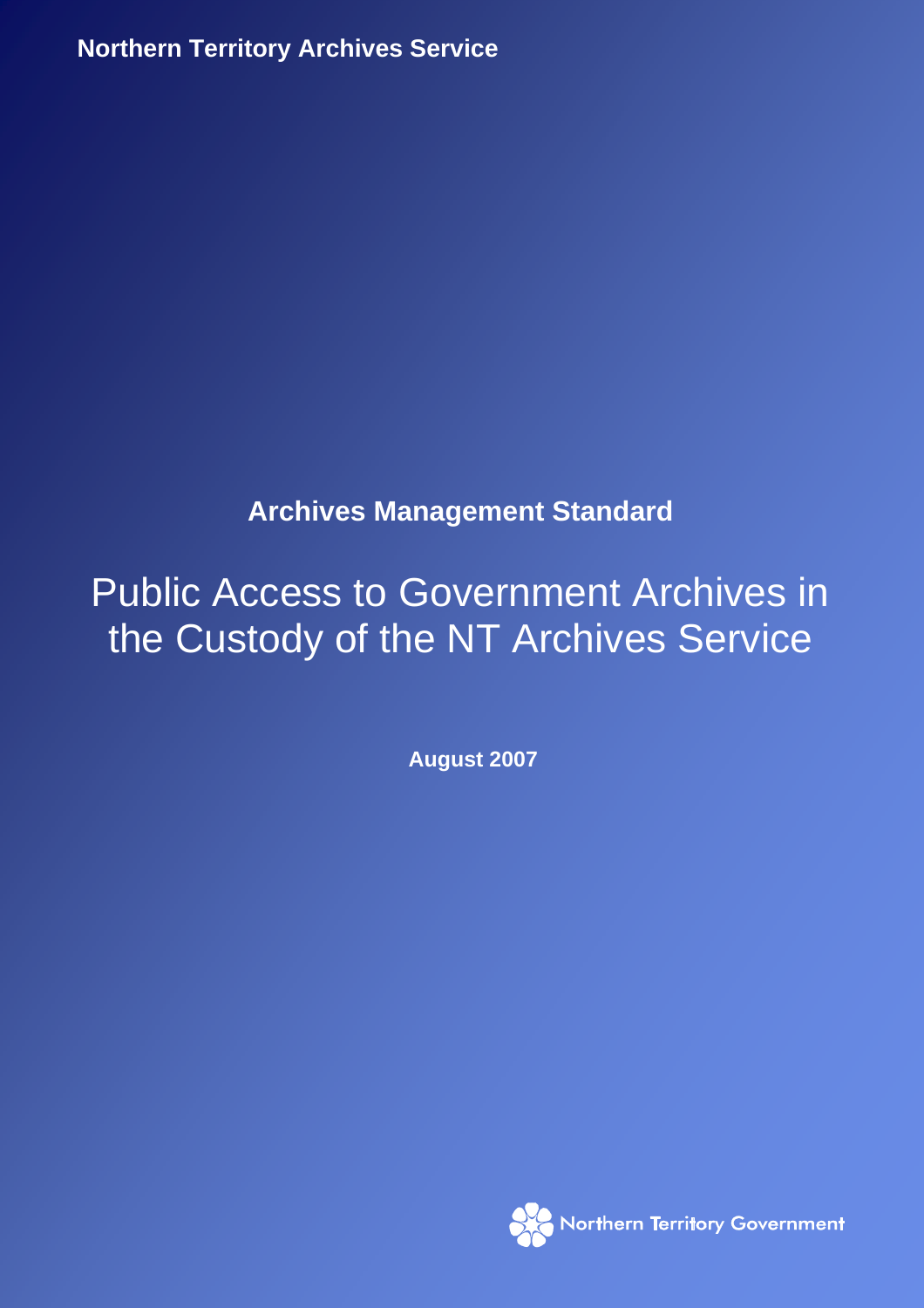Northern Territory Archives Service

**Archives Management Standard**

# Public Access to Government Archives in the Custody of the NT Archives Service

**August 2007**

Northern Territory Government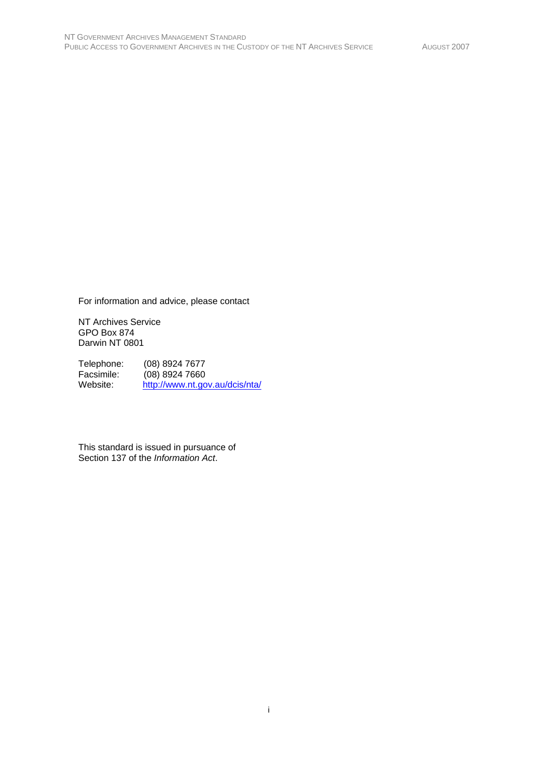For information and advice, please contact

NT Archives Service
GPO Box 874
Darwin NT 0801

Telephone: (08) 8924 7677
Facsimile: (08) 8924 7660
Website: http://www.nt.gov.au/dcis/nta/

This standard is issued in pursuance of
Section 137 of the *Information Act*.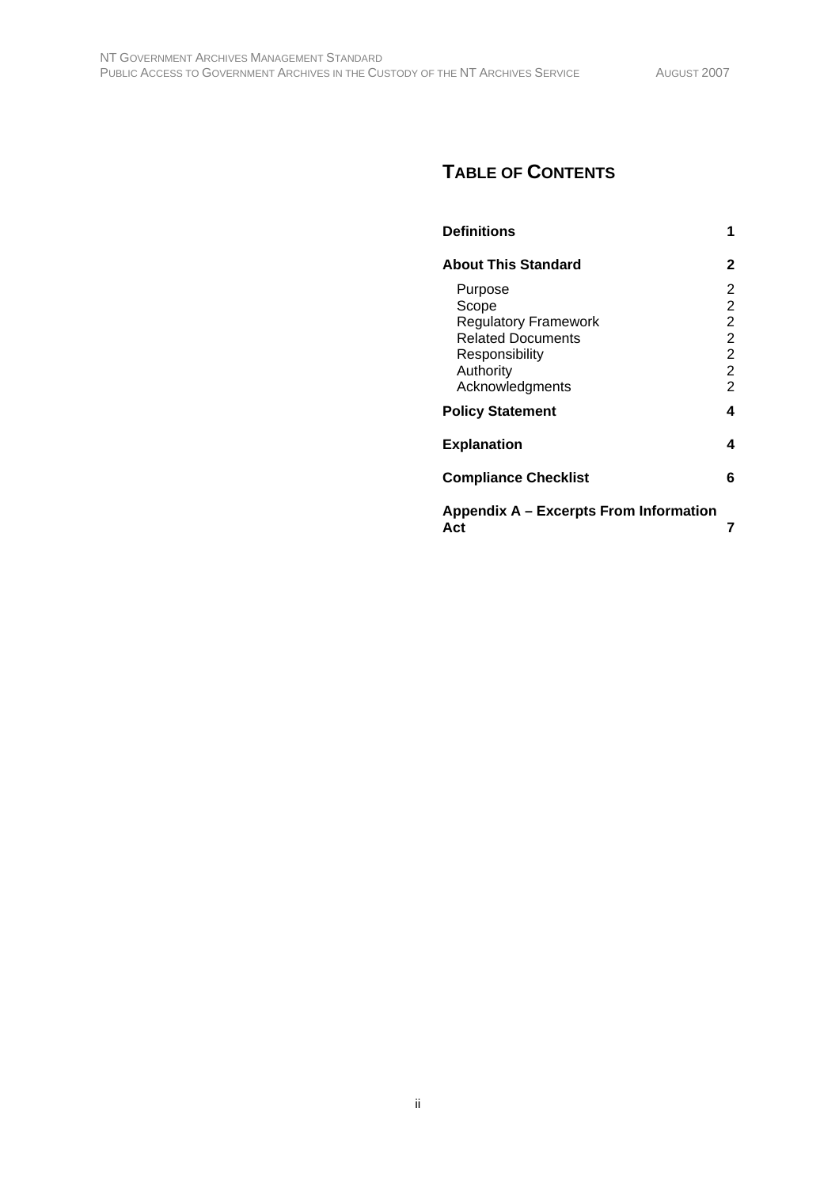# Table of Contents

| | |
|---|---|
| **Definitions** | **1** |
| **About This Standard** | **2** |
| Purpose | 2 |
| Scope | 2 |
| Regulatory Framework | 2 |
| Related Documents | 2 |
| Responsibility | 2 |
| Authority | 2 |
| Acknowledgments | 2 |
| **Policy Statement** | **4** |
| **Explanation** | **4** |
| **Compliance Checklist** | **6** |
| **Appendix A – Excerpts From Information Act** | **7** |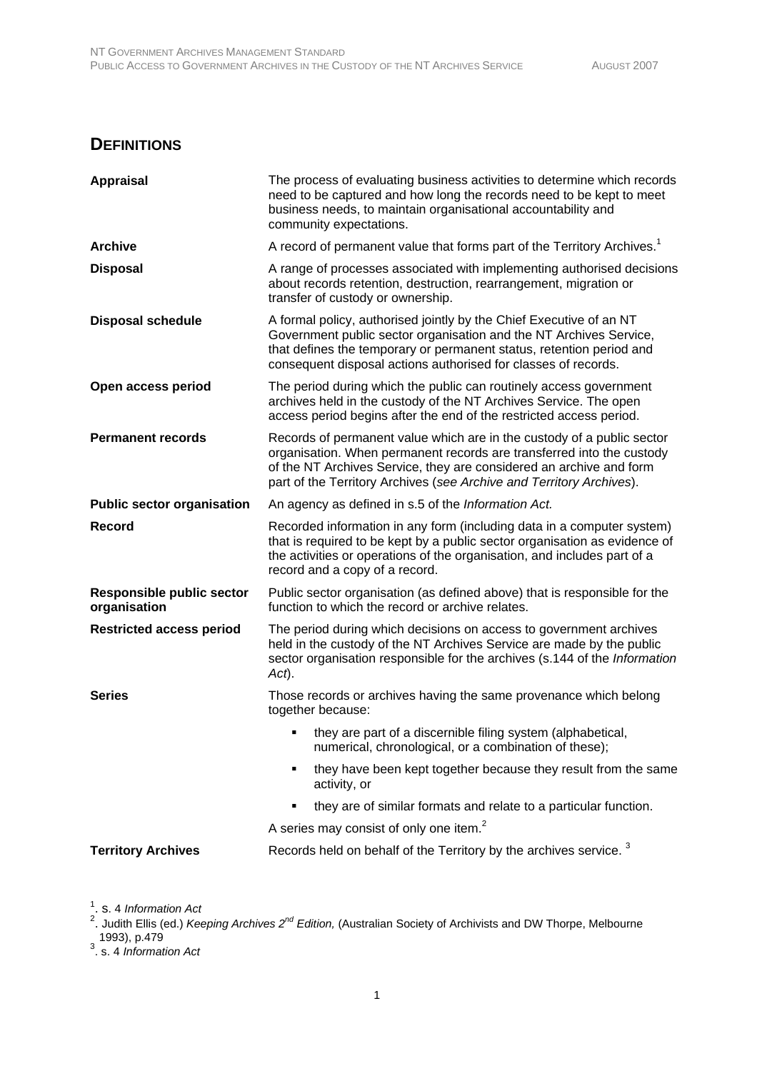## DEFINITIONS

| Term | Definition |
|---|---|
| **Appraisal** | The process of evaluating business activities to determine which records need to be captured and how long the records need to be kept to meet business needs, to maintain organisational accountability and community expectations. |
| **Archive** | A record of permanent value that forms part of the Territory Archives.[1] |
| **Disposal** | A range of processes associated with implementing authorised decisions about records retention, destruction, rearrangement, migration or transfer of custody or ownership. |
| **Disposal schedule** | A formal policy, authorised jointly by the Chief Executive of an NT Government public sector organisation and the NT Archives Service, that defines the temporary or permanent status, retention period and consequent disposal actions authorised for classes of records. |
| **Open access period** | The period during which the public can routinely access government archives held in the custody of the NT Archives Service. The open access period begins after the end of the restricted access period. |
| **Permanent records** | Records of permanent value which are in the custody of a public sector organisation. When permanent records are transferred into the custody of the NT Archives Service, they are considered an archive and form part of the Territory Archives (*see Archive and Territory Archives*). |
| **Public sector organisation** | An agency as defined in s.5 of the *Information Act.* |
| **Record** | Recorded information in any form (including data in a computer system) that is required to be kept by a public sector organisation as evidence of the activities or operations of the organisation, and includes part of a record and a copy of a record. |
| **Responsible public sector organisation** | Public sector organisation (as defined above) that is responsible for the function to which the record or archive relates. |
| **Restricted access period** | The period during which decisions on access to government archives held in the custody of the NT Archives Service are made by the public sector organisation responsible for the archives (s.144 of the *Information Act*). |
| **Series** | Those records or archives having the same provenance which belong together because: <br> ▪ they are part of a discernible filing system (alphabetical, numerical, chronological, or a combination of these); <br> ▪ they have been kept together because they result from the same activity, or <br> ▪ they are of similar formats and relate to a particular function. <br> A series may consist of only one item.[2] |
| **Territory Archives** | Records held on behalf of the Territory by the archives service.[3] |

[1]. s. 4 *Information Act*

[2]. Judith Ellis (ed.) *Keeping Archives 2nd Edition,* (Australian Society of Archivists and DW Thorpe, Melbourne 1993), p.479

[3]. s. 4 *Information Act*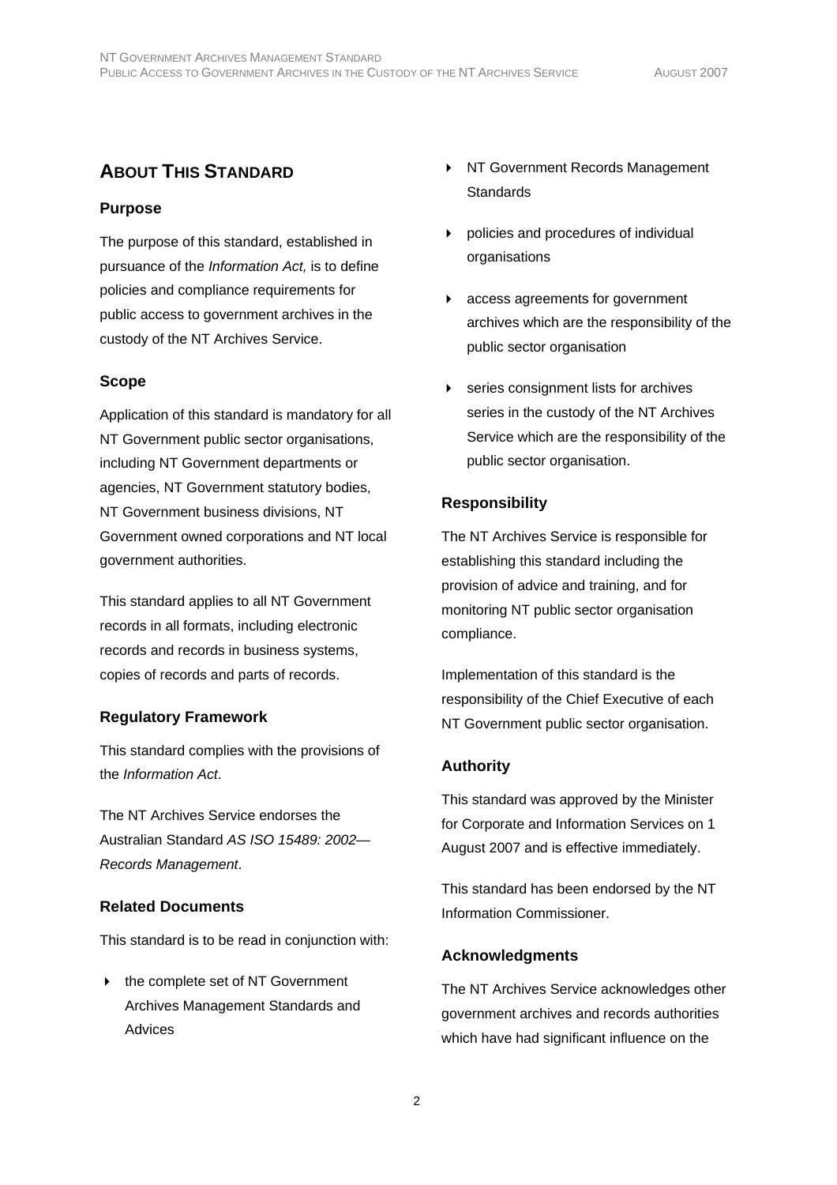## About This Standard

### Purpose

The purpose of this standard, established in pursuance of the *Information Act,* is to define policies and compliance requirements for public access to government archives in the custody of the NT Archives Service.

### Scope

Application of this standard is mandatory for all NT Government public sector organisations, including NT Government departments or agencies, NT Government statutory bodies, NT Government business divisions, NT Government owned corporations and NT local government authorities.

This standard applies to all NT Government records in all formats, including electronic records and records in business systems, copies of records and parts of records.

### Regulatory Framework

This standard complies with the provisions of the *Information Act*.

The NT Archives Service endorses the Australian Standard *AS ISO 15489: 2002—Records Management*.

### Related Documents

This standard is to be read in conjunction with:

- the complete set of NT Government Archives Management Standards and Advices
- NT Government Records Management Standards
- policies and procedures of individual organisations
- access agreements for government archives which are the responsibility of the public sector organisation
- series consignment lists for archives series in the custody of the NT Archives Service which are the responsibility of the public sector organisation.

### Responsibility

The NT Archives Service is responsible for establishing this standard including the provision of advice and training, and for monitoring NT public sector organisation compliance.

Implementation of this standard is the responsibility of the Chief Executive of each NT Government public sector organisation.

### Authority

This standard was approved by the Minister for Corporate and Information Services on 1 August 2007 and is effective immediately.

This standard has been endorsed by the NT Information Commissioner.

### Acknowledgments

The NT Archives Service acknowledges other government archives and records authorities which have had significant influence on the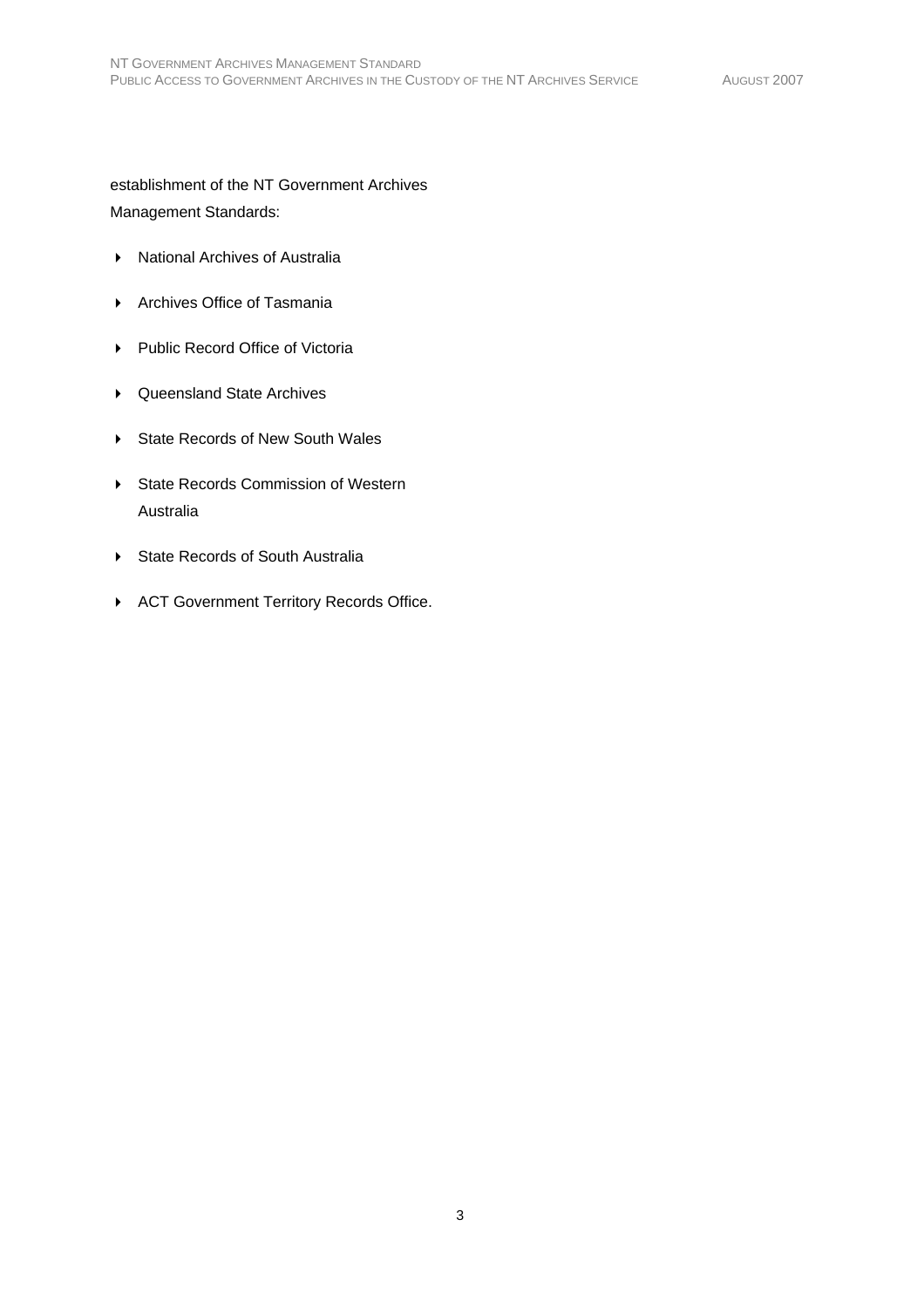establishment of the NT Government Archives Management Standards:

- National Archives of Australia
- Archives Office of Tasmania
- Public Record Office of Victoria
- Queensland State Archives
- State Records of New South Wales
- State Records Commission of Western Australia
- State Records of South Australia
- ACT Government Territory Records Office.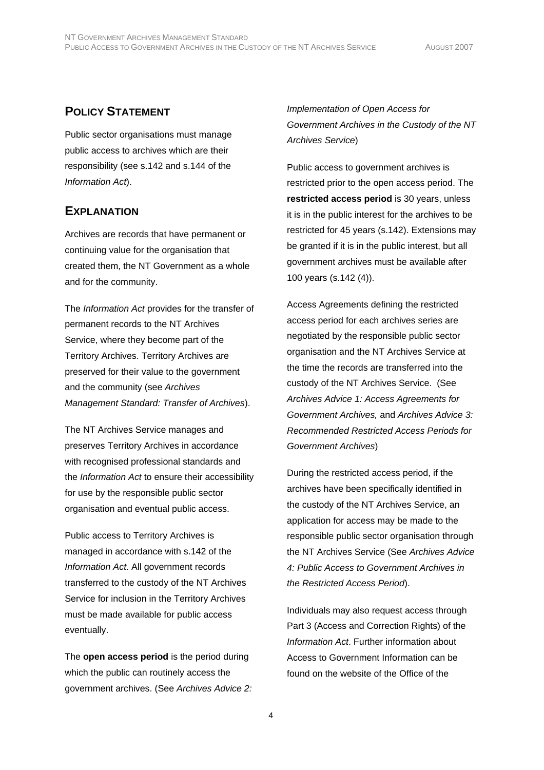## Policy Statement

Public sector organisations must manage public access to archives which are their responsibility (see s.142 and s.144 of the *Information Act*).

## Explanation

Archives are records that have permanent or continuing value for the organisation that created them, the NT Government as a whole and for the community.

The *Information Act* provides for the transfer of permanent records to the NT Archives Service, where they become part of the Territory Archives. Territory Archives are preserved for their value to the government and the community (see *Archives Management Standard: Transfer of Archives*).

The NT Archives Service manages and preserves Territory Archives in accordance with recognised professional standards and the *Information Act* to ensure their accessibility for use by the responsible public sector organisation and eventual public access.

Public access to Territory Archives is managed in accordance with s.142 of the *Information Act*. All government records transferred to the custody of the NT Archives Service for inclusion in the Territory Archives must be made available for public access eventually.

The **open access period** is the period during which the public can routinely access the government archives. (See *Archives Advice 2: Implementation of Open Access for Government Archives in the Custody of the NT Archives Service*)

Public access to government archives is restricted prior to the open access period. The **restricted access period** is 30 years, unless it is in the public interest for the archives to be restricted for 45 years (s.142). Extensions may be granted if it is in the public interest, but all government archives must be available after 100 years (s.142 (4)).

Access Agreements defining the restricted access period for each archives series are negotiated by the responsible public sector organisation and the NT Archives Service at the time the records are transferred into the custody of the NT Archives Service. (See *Archives Advice 1: Access Agreements for Government Archives,* and *Archives Advice 3: Recommended Restricted Access Periods for Government Archives*)

During the restricted access period, if the archives have been specifically identified in the custody of the NT Archives Service, an application for access may be made to the responsible public sector organisation through the NT Archives Service (See *Archives Advice 4: Public Access to Government Archives in the Restricted Access Period*).

Individuals may also request access through Part 3 (Access and Correction Rights) of the *Information Act*. Further information about Access to Government Information can be found on the website of the Office of the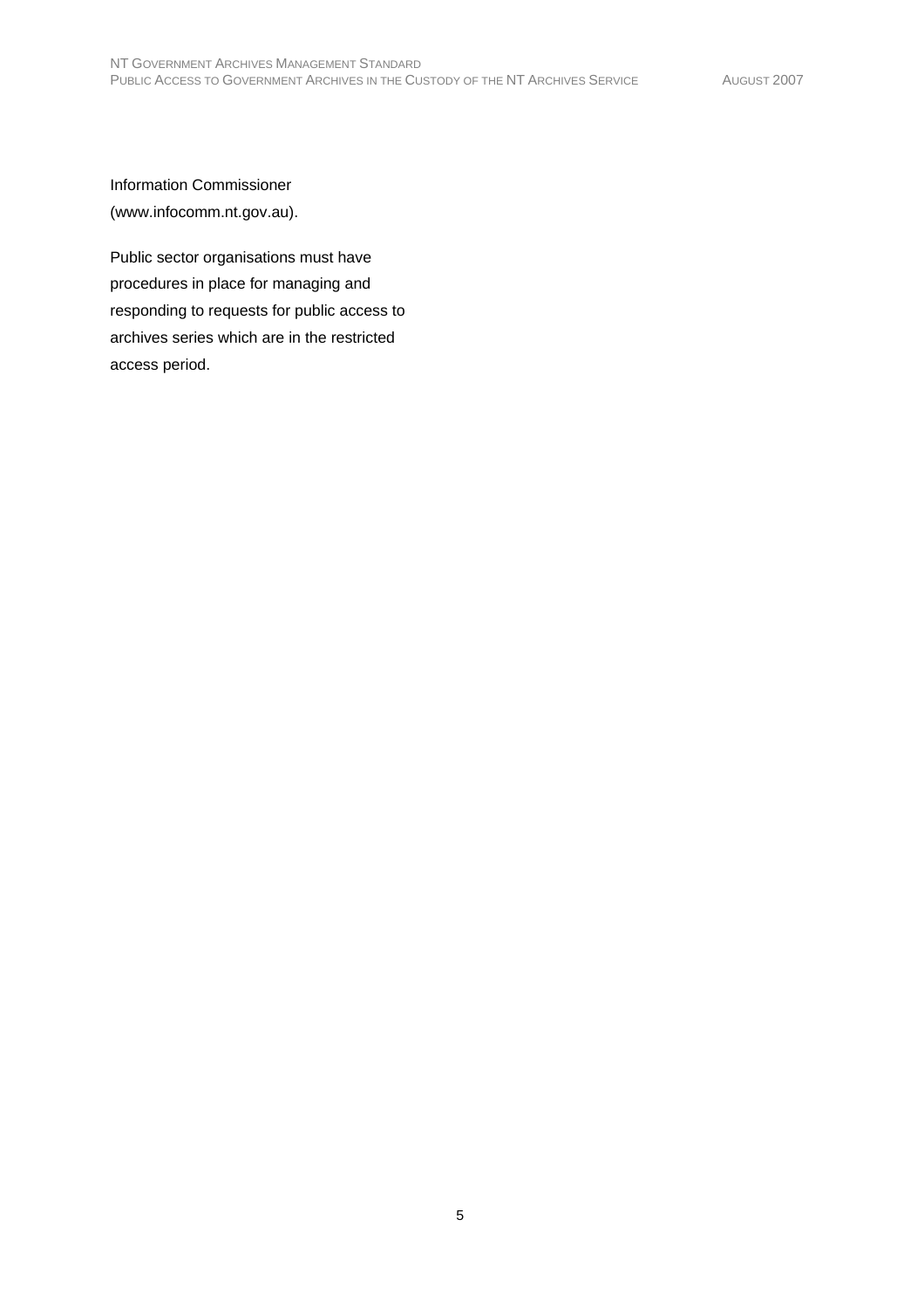Information Commissioner (www.infocomm.nt.gov.au).

Public sector organisations must have procedures in place for managing and responding to requests for public access to archives series which are in the restricted access period.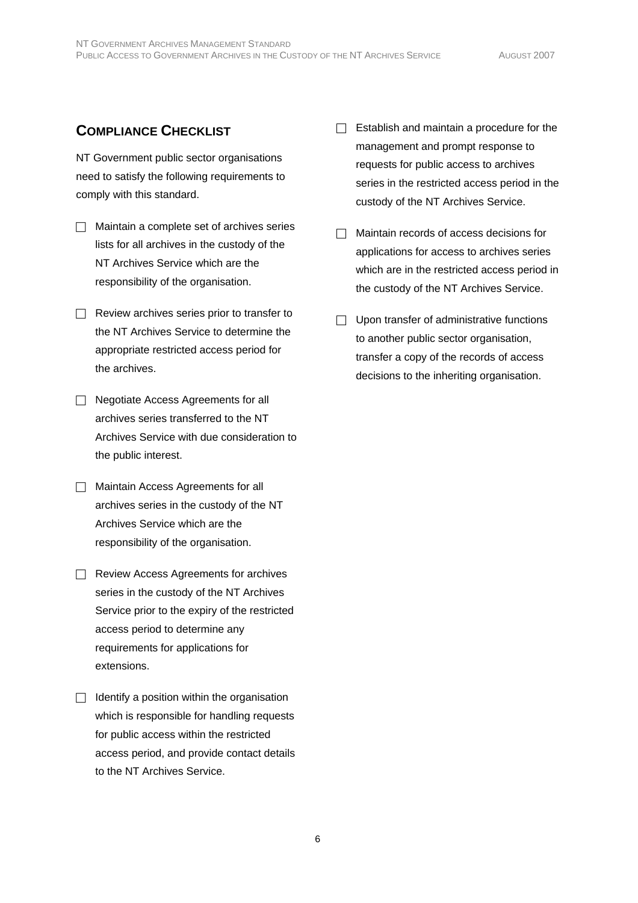## Compliance Checklist

NT Government public sector organisations need to satisfy the following requirements to comply with this standard.

- [ ] Maintain a complete set of archives series lists for all archives in the custody of the NT Archives Service which are the responsibility of the organisation.
- [ ] Review archives series prior to transfer to the NT Archives Service to determine the appropriate restricted access period for the archives.
- [ ] Negotiate Access Agreements for all archives series transferred to the NT Archives Service with due consideration to the public interest.
- [ ] Maintain Access Agreements for all archives series in the custody of the NT Archives Service which are the responsibility of the organisation.
- [ ] Review Access Agreements for archives series in the custody of the NT Archives Service prior to the expiry of the restricted access period to determine any requirements for applications for extensions.
- [ ] Identify a position within the organisation which is responsible for handling requests for public access within the restricted access period, and provide contact details to the NT Archives Service.
- [ ] Establish and maintain a procedure for the management and prompt response to requests for public access to archives series in the restricted access period in the custody of the NT Archives Service.
- [ ] Maintain records of access decisions for applications for access to archives series which are in the restricted access period in the custody of the NT Archives Service.
- [ ] Upon transfer of administrative functions to another public sector organisation, transfer a copy of the records of access decisions to the inheriting organisation.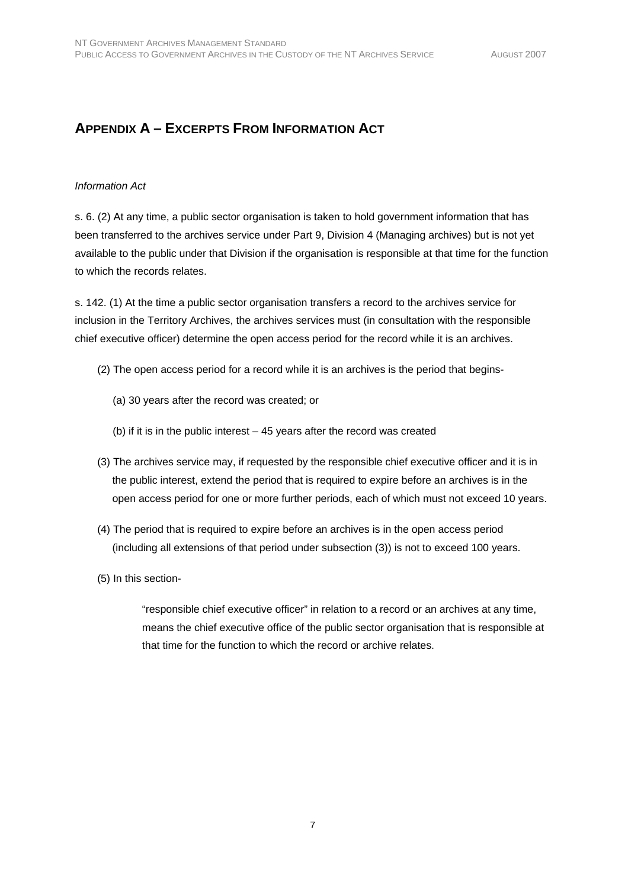## APPENDIX A – EXCERPTS FROM INFORMATION ACT

*Information Act*

s. 6. (2) At any time, a public sector organisation is taken to hold government information that has been transferred to the archives service under Part 9, Division 4 (Managing archives) but is not yet available to the public under that Division if the organisation is responsible at that time for the function to which the records relates.

s. 142. (1) At the time a public sector organisation transfers a record to the archives service for inclusion in the Territory Archives, the archives services must (in consultation with the responsible chief executive officer) determine the open access period for the record while it is an archives.

(2) The open access period for a record while it is an archives is the period that begins-

(a) 30 years after the record was created; or

(b) if it is in the public interest – 45 years after the record was created

(3) The archives service may, if requested by the responsible chief executive officer and it is in the public interest, extend the period that is required to expire before an archives is in the open access period for one or more further periods, each of which must not exceed 10 years.

(4) The period that is required to expire before an archives is in the open access period (including all extensions of that period under subsection (3)) is not to exceed 100 years.

(5) In this section-

"responsible chief executive officer" in relation to a record or an archives at any time, means the chief executive office of the public sector organisation that is responsible at that time for the function to which the record or archive relates.